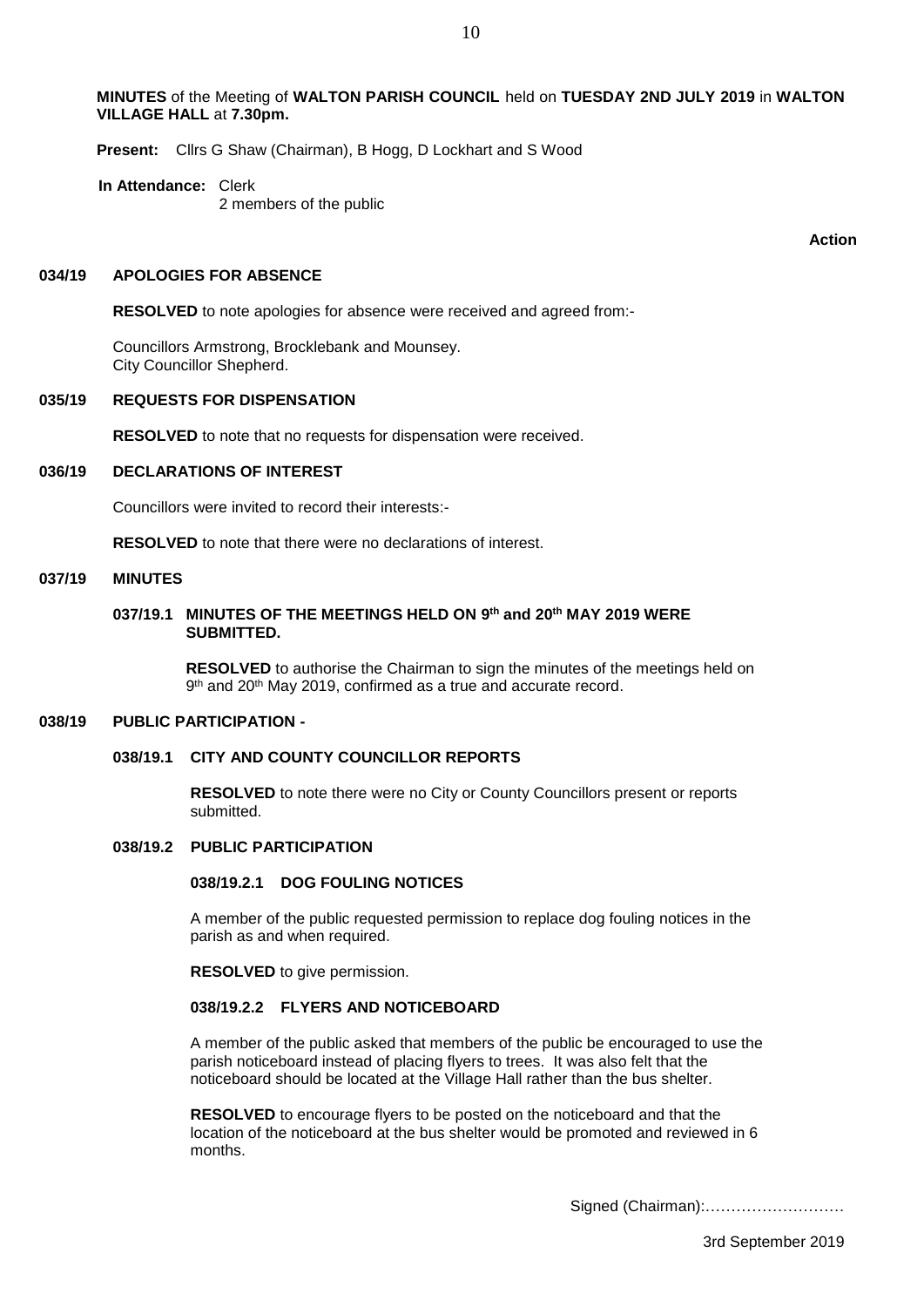**MINUTES** of the Meeting of **WALTON PARISH COUNCIL** held on **TUESDAY 2ND JULY 2019** in **WALTON VILLAGE HALL** at **7.30pm.**

**Present:** Cllrs G Shaw (Chairman), B Hogg, D Lockhart and S Wood

**In Attendance:** Clerk
2 members of the public

**Action**

## 034/19 APOLOGIES FOR ABSENCE

**RESOLVED** to note apologies for absence were received and agreed from:-

Councillors Armstrong, Brocklebank and Mounsey.
City Councillor Shepherd.

## 035/19 REQUESTS FOR DISPENSATION

**RESOLVED** to note that no requests for dispensation were received.

## 036/19 DECLARATIONS OF INTEREST

Councillors were invited to record their interests:-

**RESOLVED** to note that there were no declarations of interest.

## 037/19 MINUTES

### 037/19.1 MINUTES OF THE MEETINGS HELD ON 9th and 20th MAY 2019 WERE SUBMITTED.

**RESOLVED** to authorise the Chairman to sign the minutes of the meetings held on 9th and 20th May 2019, confirmed as a true and accurate record.

## 038/19 PUBLIC PARTICIPATION -

### 038/19.1 CITY AND COUNTY COUNCILLOR REPORTS

**RESOLVED** to note there were no City or County Councillors present or reports submitted.

### 038/19.2 PUBLIC PARTICIPATION

#### 038/19.2.1 DOG FOULING NOTICES

A member of the public requested permission to replace dog fouling notices in the parish as and when required.

**RESOLVED** to give permission.

#### 038/19.2.2 FLYERS AND NOTICEBOARD

A member of the public asked that members of the public be encouraged to use the parish noticeboard instead of placing flyers to trees. It was also felt that the noticeboard should be located at the Village Hall rather than the bus shelter.

**RESOLVED** to encourage flyers to be posted on the noticeboard and that the location of the noticeboard at the bus shelter would be promoted and reviewed in 6 months.

Signed (Chairman):………………………

3rd September 2019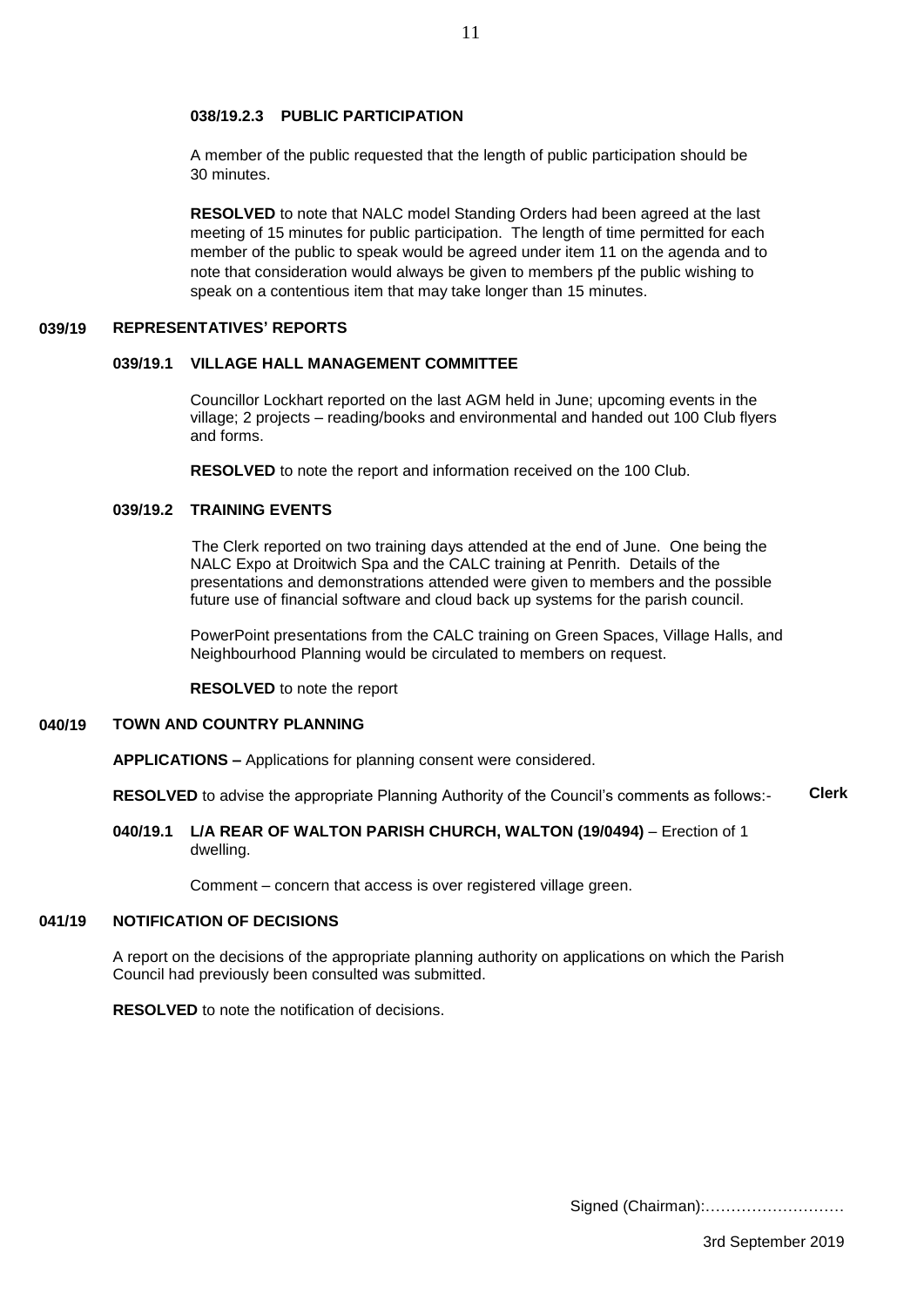### 038/19.2.3 PUBLIC PARTICIPATION

A member of the public requested that the length of public participation should be 30 minutes.

**RESOLVED** to note that NALC model Standing Orders had been agreed at the last meeting of 15 minutes for public participation. The length of time permitted for each member of the public to speak would be agreed under item 11 on the agenda and to note that consideration would always be given to members pf the public wishing to speak on a contentious item that may take longer than 15 minutes.

## 039/19 REPRESENTATIVES' REPORTS

### 039/19.1 VILLAGE HALL MANAGEMENT COMMITTEE

Councillor Lockhart reported on the last AGM held in June; upcoming events in the village; 2 projects – reading/books and environmental and handed out 100 Club flyers and forms.

**RESOLVED** to note the report and information received on the 100 Club.

### 039/19.2 TRAINING EVENTS

The Clerk reported on two training days attended at the end of June. One being the NALC Expo at Droitwich Spa and the CALC training at Penrith. Details of the presentations and demonstrations attended were given to members and the possible future use of financial software and cloud back up systems for the parish council.

PowerPoint presentations from the CALC training on Green Spaces, Village Halls, and Neighbourhood Planning would be circulated to members on request.

**RESOLVED** to note the report

## 040/19 TOWN AND COUNTRY PLANNING

**APPLICATIONS –** Applications for planning consent were considered.

**RESOLVED** to advise the appropriate Planning Authority of the Council's comments as follows:- **Clerk**

### 040/19.1 L/A REAR OF WALTON PARISH CHURCH, WALTON (19/0494) – Erection of 1 dwelling.

Comment – concern that access is over registered village green.

## 041/19 NOTIFICATION OF DECISIONS

A report on the decisions of the appropriate planning authority on applications on which the Parish Council had previously been consulted was submitted.

**RESOLVED** to note the notification of decisions.

Signed (Chairman):………………………

3rd September 2019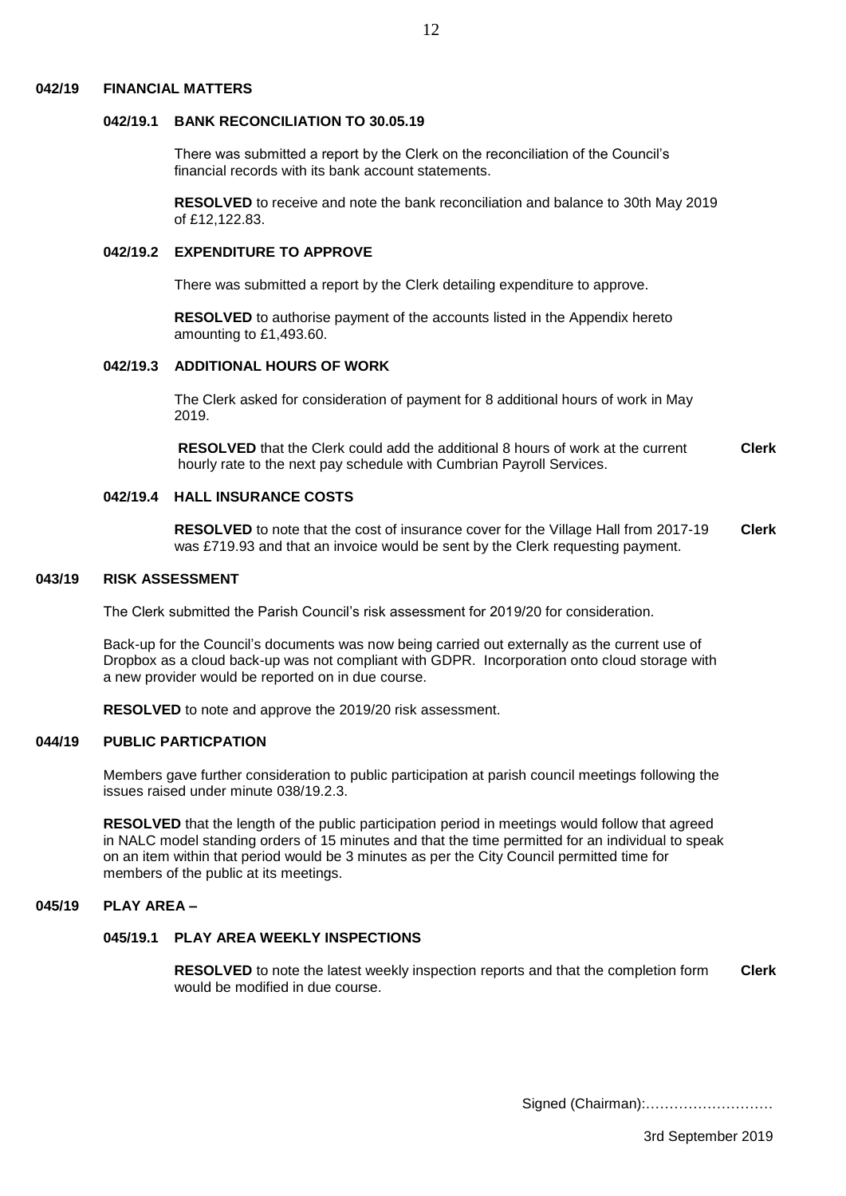## 042/19 FINANCIAL MATTERS

### 042/19.1 BANK RECONCILIATION TO 30.05.19

There was submitted a report by the Clerk on the reconciliation of the Council's financial records with its bank account statements.

**RESOLVED** to receive and note the bank reconciliation and balance to 30th May 2019 of £12,122.83.

### 042/19.2 EXPENDITURE TO APPROVE

There was submitted a report by the Clerk detailing expenditure to approve.

**RESOLVED** to authorise payment of the accounts listed in the Appendix hereto amounting to £1,493.60.

### 042/19.3 ADDITIONAL HOURS OF WORK

The Clerk asked for consideration of payment for 8 additional hours of work in May 2019.

**RESOLVED** that the Clerk could add the additional 8 hours of work at the current hourly rate to the next pay schedule with Cumbrian Payroll Services. **Clerk**

### 042/19.4 HALL INSURANCE COSTS

**RESOLVED** to note that the cost of insurance cover for the Village Hall from 2017-19 was £719.93 and that an invoice would be sent by the Clerk requesting payment. **Clerk**

## 043/19 RISK ASSESSMENT

The Clerk submitted the Parish Council's risk assessment for 2019/20 for consideration.

Back-up for the Council's documents was now being carried out externally as the current use of Dropbox as a cloud back-up was not compliant with GDPR. Incorporation onto cloud storage with a new provider would be reported on in due course.

**RESOLVED** to note and approve the 2019/20 risk assessment.

## 044/19 PUBLIC PARTICPATION

Members gave further consideration to public participation at parish council meetings following the issues raised under minute 038/19.2.3.

**RESOLVED** that the length of the public participation period in meetings would follow that agreed in NALC model standing orders of 15 minutes and that the time permitted for an individual to speak on an item within that period would be 3 minutes as per the City Council permitted time for members of the public at its meetings.

## 045/19 PLAY AREA –

### 045/19.1 PLAY AREA WEEKLY INSPECTIONS

**RESOLVED** to note the latest weekly inspection reports and that the completion form would be modified in due course. **Clerk**

Signed (Chairman):………………………

3rd September 2019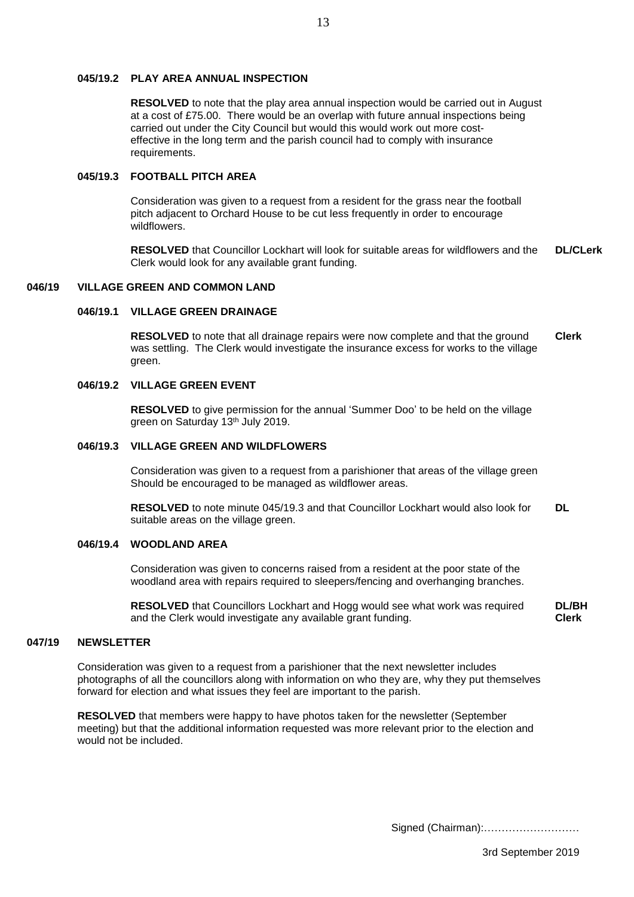**045/19.2 PLAY AREA ANNUAL INSPECTION**

**RESOLVED** to note that the play area annual inspection would be carried out in August at a cost of £75.00. There would be an overlap with future annual inspections being carried out under the City Council but would this would work out more cost-effective in the long term and the parish council had to comply with insurance requirements.

**045/19.3 FOOTBALL PITCH AREA**

Consideration was given to a request from a resident for the grass near the football pitch adjacent to Orchard House to be cut less frequently in order to encourage wildflowers.

**RESOLVED** that Councillor Lockhart will look for suitable areas for wildflowers and the Clerk would look for any available grant funding. **DL/CLerk**

## 046/19 VILLAGE GREEN AND COMMON LAND

**046/19.1 VILLAGE GREEN DRAINAGE**

**RESOLVED** to note that all drainage repairs were now complete and that the ground was settling. The Clerk would investigate the insurance excess for works to the village green. **Clerk**

**046/19.2 VILLAGE GREEN EVENT**

**RESOLVED** to give permission for the annual 'Summer Doo' to be held on the village green on Saturday 13th July 2019.

**046/19.3 VILLAGE GREEN AND WILDFLOWERS**

Consideration was given to a request from a parishioner that areas of the village green Should be encouraged to be managed as wildflower areas.

**RESOLVED** to note minute 045/19.3 and that Councillor Lockhart would also look for suitable areas on the village green. **DL**

**046/19.4 WOODLAND AREA**

Consideration was given to concerns raised from a resident at the poor state of the woodland area with repairs required to sleepers/fencing and overhanging branches.

**RESOLVED** that Councillors Lockhart and Hogg would see what work was required and the Clerk would investigate any available grant funding. **DL/BH Clerk**

## 047/19 NEWSLETTER

Consideration was given to a request from a parishioner that the next newsletter includes photographs of all the councillors along with information on who they are, why they put themselves forward for election and what issues they feel are important to the parish.

**RESOLVED** that members were happy to have photos taken for the newsletter (September meeting) but that the additional information requested was more relevant prior to the election and would not be included.

Signed (Chairman):………………………

3rd September 2019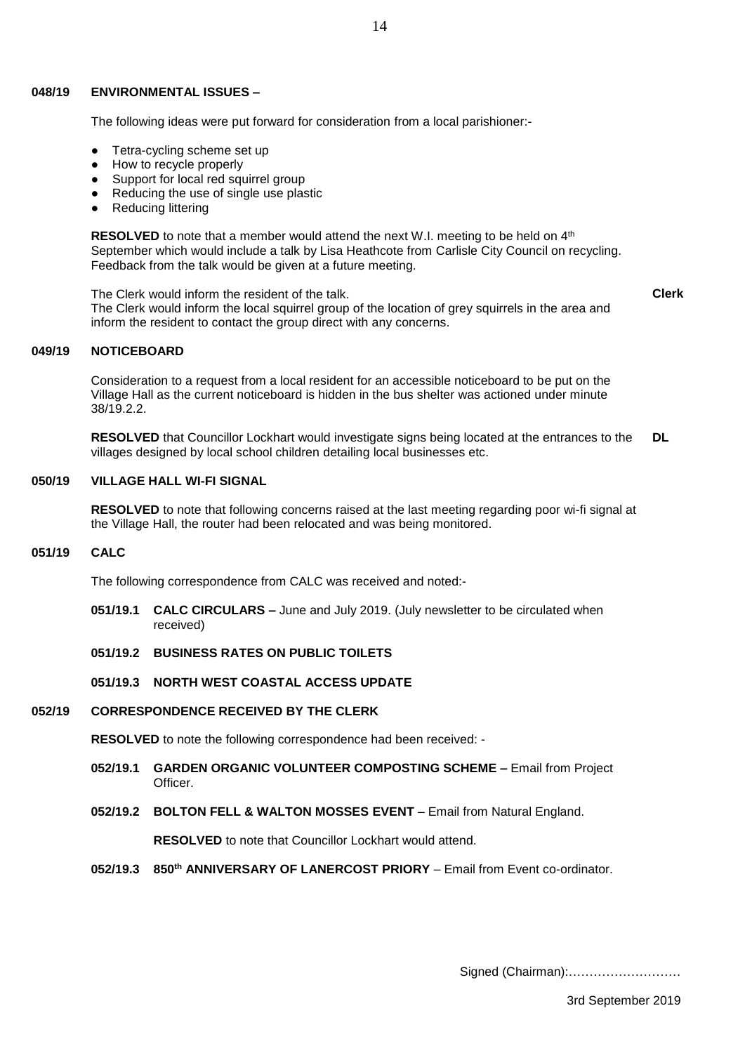**048/19 ENVIRONMENTAL ISSUES –**

The following ideas were put forward for consideration from a local parishioner:-

- Tetra-cycling scheme set up
- How to recycle properly
- Support for local red squirrel group
- Reducing the use of single use plastic
- Reducing littering

**RESOLVED** to note that a member would attend the next W.I. meeting to be held on 4th September which would include a talk by Lisa Heathcote from Carlisle City Council on recycling. Feedback from the talk would be given at a future meeting.

The Clerk would inform the resident of the talk. **Clerk**
The Clerk would inform the local squirrel group of the location of grey squirrels in the area and inform the resident to contact the group direct with any concerns.

**049/19 NOTICEBOARD**

Consideration to a request from a local resident for an accessible noticeboard to be put on the Village Hall as the current noticeboard is hidden in the bus shelter was actioned under minute 38/19.2.2.

**RESOLVED** that Councillor Lockhart would investigate signs being located at the entrances to the villages designed by local school children detailing local businesses etc. **DL**

**050/19 VILLAGE HALL WI-FI SIGNAL**

**RESOLVED** to note that following concerns raised at the last meeting regarding poor wi-fi signal at the Village Hall, the router had been relocated and was being monitored.

**051/19 CALC**

The following correspondence from CALC was received and noted:-

**051/19.1 CALC CIRCULARS –** June and July 2019. (July newsletter to be circulated when received)

**051/19.2 BUSINESS RATES ON PUBLIC TOILETS**

**051/19.3 NORTH WEST COASTAL ACCESS UPDATE**

**052/19 CORRESPONDENCE RECEIVED BY THE CLERK**

**RESOLVED** to note the following correspondence had been received: -

**052/19.1 GARDEN ORGANIC VOLUNTEER COMPOSTING SCHEME –** Email from Project Officer.

**052/19.2 BOLTON FELL & WALTON MOSSES EVENT** – Email from Natural England.

**RESOLVED** to note that Councillor Lockhart would attend.

**052/19.3 850th ANNIVERSARY OF LANERCOST PRIORY** – Email from Event co-ordinator.

Signed (Chairman):………………………

3rd September 2019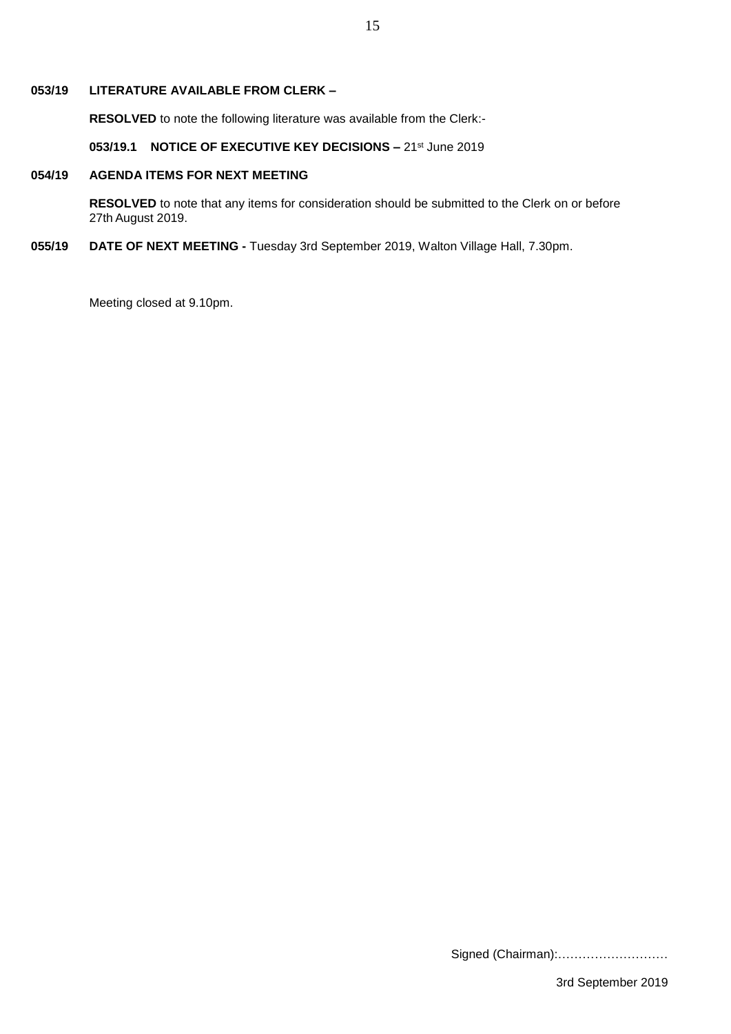**053/19 LITERATURE AVAILABLE FROM CLERK –**

**RESOLVED** to note the following literature was available from the Clerk:-

**053/19.1 NOTICE OF EXECUTIVE KEY DECISIONS –** 21st June 2019

**054/19 AGENDA ITEMS FOR NEXT MEETING**

**RESOLVED** to note that any items for consideration should be submitted to the Clerk on or before 27th August 2019.

**055/19 DATE OF NEXT MEETING -** Tuesday 3rd September 2019, Walton Village Hall, 7.30pm.

Meeting closed at 9.10pm.

Signed (Chairman):………………………

3rd September 2019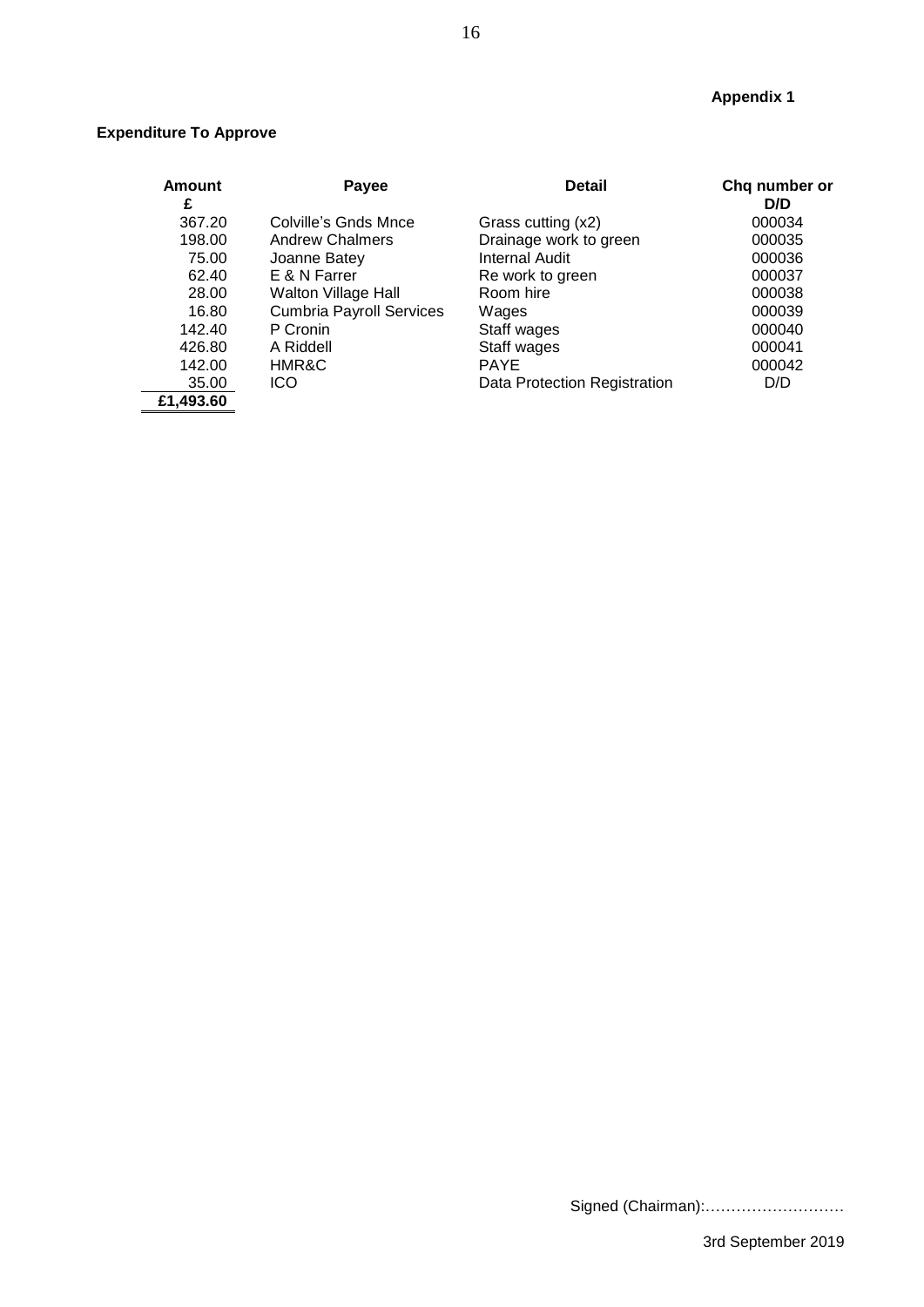**Appendix 1**

**Expenditure To Approve**

| Amount £ | Payee | Detail | Chq number or D/D |
|---|---|---|---|
| 367.20 | Colville's Gnds Mnce | Grass cutting (x2) | 000034 |
| 198.00 | Andrew Chalmers | Drainage work to green | 000035 |
| 75.00 | Joanne Batey | Internal Audit | 000036 |
| 62.40 | E & N Farrer | Re work to green | 000037 |
| 28.00 | Walton Village Hall | Room hire | 000038 |
| 16.80 | Cumbria Payroll Services | Wages | 000039 |
| 142.40 | P Cronin | Staff wages | 000040 |
| 426.80 | A Riddell | Staff wages | 000041 |
| 142.00 | HMR&C | PAYE | 000042 |
| 35.00 | ICO | Data Protection Registration | D/D |
| **£1,493.60** | | | |

Signed (Chairman):………………………

3rd September 2019